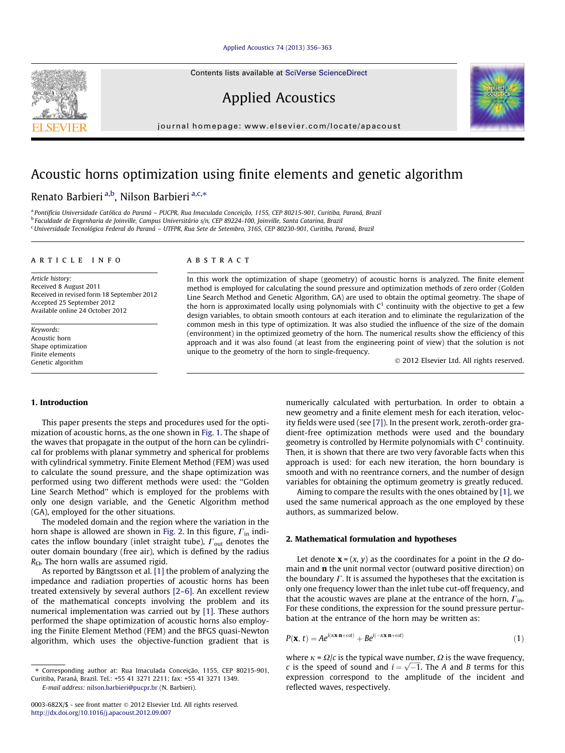# Acoustic horns optimization using finite elements and genetic algorithm

Renato Barbieri [a,b], Nilson Barbieri [a,c,*]

[a] Pontifícia Universidade Católica do Paraná – PUCPR, Rua Imaculada Conceição, 1155, CEP 80215-901, Curitiba, Paraná, Brazil
[b] Faculdade de Engenharia de Joinville, Campus Universitário s/n, CEP 89224-100, Joinville, Santa Catarina, Brazil
[c] Universidade Tecnológica Federal do Paraná – UTFPR, Rua Sete de Setembro, 3165, CEP 80230-901, Curitiba, Paraná, Brazil

**ARTICLE INFO**

*Article history:*
Received 8 August 2011
Received in revised form 18 September 2012
Accepted 25 September 2012
Available online 24 October 2012

*Keywords:*
Acoustic horn
Shape optimization
Finite elements
Genetic algorithm

**ABSTRACT**

In this work the optimization of shape (geometry) of acoustic horns is analyzed. The finite element method is employed for calculating the sound pressure and optimization methods of zero order (Golden Line Search Method and Genetic Algorithm, GA) are used to obtain the optimal geometry. The shape of the horn is approximated locally using polynomials with $C^1$ continuity with the objective to get a few design variables, to obtain smooth contours at each iteration and to eliminate the regularization of the common mesh in this type of optimization. It was also studied the influence of the size of the domain (environment) in the optimized geometry of the horn. The numerical results show the efficiency of this approach and it was also found (at least from the engineering point of view) that the solution is not unique to the geometry of the horn to single-frequency.

© 2012 Elsevier Ltd. All rights reserved.

## 1. Introduction

This paper presents the steps and procedures used for the optimization of acoustic horns, as the one shown in Fig. 1. The shape of the waves that propagate in the output of the horn can be cylindrical for problems with planar symmetry and spherical for problems with cylindrical symmetry. Finite Element Method (FEM) was used to calculate the sound pressure, and the shape optimization was performed using two different methods were used: the "Golden Line Search Method" which is employed for the problems with only one design variable, and the Genetic Algorithm method (GA), employed for the other situations.

The modeled domain and the region where the variation in the horn shape is allowed are shown in Fig. 2. In this figure, $\Gamma_{in}$ indicates the inflow boundary (inlet straight tube), $\Gamma_{out}$ denotes the outer domain boundary (free air), which is defined by the radius $R_{\Omega}$. The horn walls are assumed rigid.

As reported by Bängtsson et al. [1] the problem of analyzing the impedance and radiation properties of acoustic horns has been treated extensively by several authors [2–6]. An excellent review of the mathematical concepts involving the problem and its numerical implementation was carried out by [1]. These authors performed the shape optimization of acoustic horns also employing the Finite Element Method (FEM) and the BFGS quasi-Newton algorithm, which uses the objective-function gradient that is numerically calculated with perturbation. In order to obtain a new geometry and a finite element mesh for each iteration, velocity fields were used (see [7]). In the present work, zeroth-order gradient-free optimization methods were used and the boundary geometry is controlled by Hermite polynomials with $C^1$ continuity. Then, it is shown that there are two very favorable facts when this approach is used: for each new iteration, the horn boundary is smooth and with no reentrance corners, and the number of design variables for obtaining the optimum geometry is greatly reduced.

Aiming to compare the results with the ones obtained by [1], we used the same numerical approach as the one employed by these authors, as summarized below.

## 2. Mathematical formulation and hypotheses

Let denote $\mathbf{x} = (x, y)$ as the coordinates for a point in the $\Omega$ domain and $\mathbf{n}$ the unit normal vector (outward positive direction) on the boundary $\Gamma$. It is assumed the hypotheses that the excitation is only one frequency lower than the inlet tube cut-off frequency, and that the acoustic waves are plane at the entrance of the horn, $\Gamma_{in}$. For these conditions, the expression for the sound pressure perturbation at the entrance of the horn may be written as:

$$P(\mathbf{x}, t) = Ae^{i(\kappa\mathbf{x}\cdot\mathbf{n}+\omega t)} + Be^{i(-\kappa\mathbf{x}\cdot\mathbf{n}+\omega t)} \tag{1}$$

where $\kappa = \Omega/c$ is the typical wave number, $\Omega$ is the wave frequency, $c$ is the speed of sound and $i = \sqrt{-1}$. The $A$ and $B$ terms for this expression correspond to the amplitude of the incident and reflected waves, respectively.

---

\* Corresponding author at: Rua Imaculada Conceição, 1155, CEP 80215-901, Curitiba, Paraná, Brazil. Tel.: +55 41 3271 2211; fax: +55 41 3271 1349.
E-mail address: nilson.barbieri@pucpr.br (N. Barbieri).

0003-682X/$ - see front matter © 2012 Elsevier Ltd. All rights reserved.
http://dx.doi.org/10.1016/j.apacoust.2012.09.007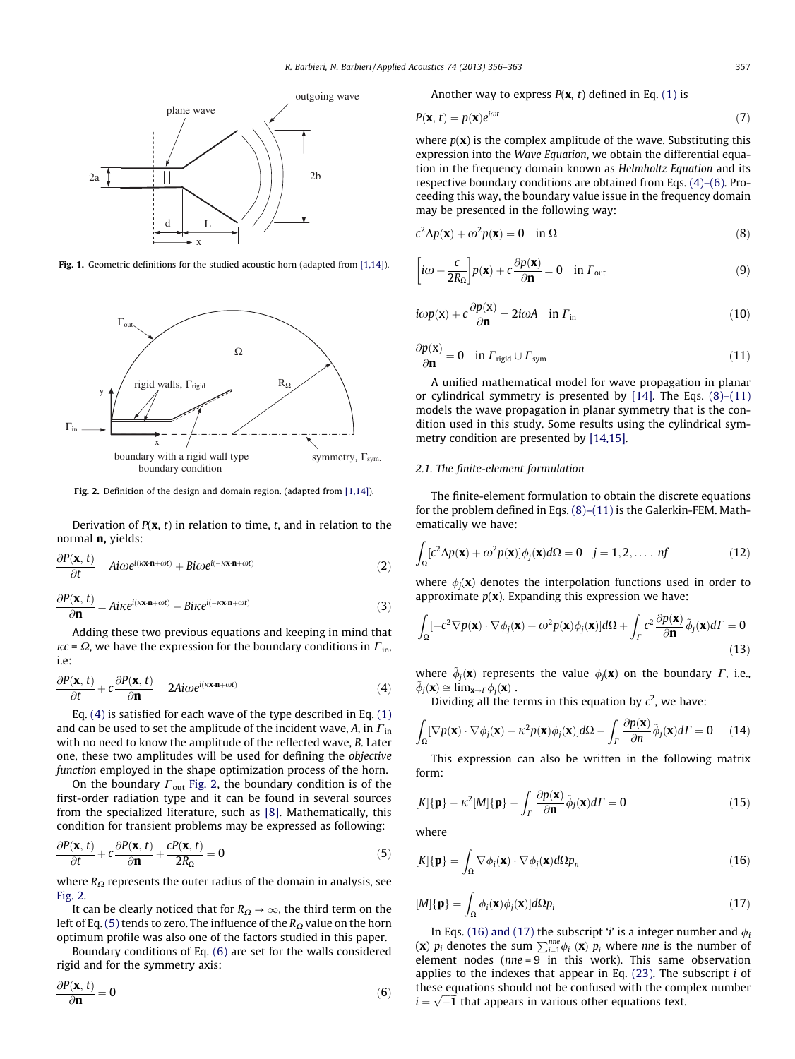Fig. 1. Geometric definitions for the studied acoustic horn (adapted from [1,14]).

Fig. 2. Definition of the design and domain region. (adapted from [1,14]).

Derivation of $P(\mathbf{x}, t)$ in relation to time, $t$, and in relation to the normal $\mathbf{n}$, yields:

$$\frac{\partial P(\mathbf{x}, t)}{\partial t} = Ai\omega e^{i(\kappa \mathbf{x} \cdot \mathbf{n} + \omega t)} + Bi\omega e^{i(-\kappa \mathbf{x} \cdot \mathbf{n} + \omega t)} \tag{2}$$

$$\frac{\partial P(\mathbf{x}, t)}{\partial \mathbf{n}} = Ai\kappa e^{i(\kappa \mathbf{x} \cdot \mathbf{n} + \omega t)} - Bi\kappa e^{i(-\kappa \mathbf{x} \cdot \mathbf{n} + \omega t)} \tag{3}$$

Adding these two previous equations and keeping in mind that $\kappa c = \Omega$, we have the expression for the boundary conditions in $\Gamma_{in}$, i.e:

$$\frac{\partial P(\mathbf{x}, t)}{\partial t} + c\frac{\partial P(\mathbf{x}, t)}{\partial \mathbf{n}} = 2Ai\omega e^{i(\kappa \mathbf{x} \cdot \mathbf{n} + \omega t)} \tag{4}$$

Eq. (4) is satisfied for each wave of the type described in Eq. (1) and can be used to set the amplitude of the incident wave, $A$, in $\Gamma_{in}$ with no need to know the amplitude of the reflected wave, $B$. Later one, these two amplitudes will be used for defining the *objective function* employed in the shape optimization process of the horn.

On the boundary $\Gamma_{out}$ Fig. 2, the boundary condition is of the first-order radiation type and it can be found in several sources from the specialized literature, such as [8]. Mathematically, this condition for transient problems may be expressed as following:

$$\frac{\partial P(\mathbf{x}, t)}{\partial t} + c\frac{\partial P(\mathbf{x}, t)}{\partial \mathbf{n}} + \frac{cP(\mathbf{x}, t)}{2R_{\Omega}} = 0 \tag{5}$$

where $R_{\Omega}$ represents the outer radius of the domain in analysis, see Fig. 2.

It can be clearly noticed that for $R_{\Omega} \to \infty$, the third term on the left of Eq. (5) tends to zero. The influence of the $R_{\Omega}$ value on the horn optimum profile was also one of the factors studied in this paper.

Boundary conditions of Eq. (6) are set for the walls considered rigid and for the symmetry axis:

$$\frac{\partial P(\mathbf{x}, t)}{\partial \mathbf{n}} = 0 \tag{6}$$

Another way to express $P(\mathbf{x}, t)$ defined in Eq. (1) is

$$P(\mathbf{x}, t) = p(\mathbf{x})e^{i\omega t} \tag{7}$$

where $p(\mathbf{x})$ is the complex amplitude of the wave. Substituting this expression into the *Wave Equation*, we obtain the differential equation in the frequency domain known as *Helmholtz Equation* and its respective boundary conditions are obtained from Eqs. (4)–(6). Proceeding this way, the boundary value issue in the frequency domain may be presented in the following way:

$$c^2\Delta p(\mathbf{x}) + \omega^2 p(\mathbf{x}) = 0 \quad \text{in } \Omega \tag{8}$$

$$\left[i\omega + \frac{c}{2R_{\Omega}}\right]p(\mathbf{x}) + c\frac{\partial p(\mathbf{x})}{\partial \mathbf{n}} = 0 \quad \text{in } \Gamma_{out} \tag{9}$$

$$i\omega p(\mathrm{x}) + c\frac{\partial p(\mathrm{x})}{\partial \mathbf{n}} = 2i\omega A \quad \text{in } \Gamma_{in} \tag{10}$$

$$\frac{\partial p(\mathrm{x})}{\partial \mathbf{n}} = 0 \quad \text{in } \Gamma_{rigid} \cup \Gamma_{sym} \tag{11}$$

A unified mathematical model for wave propagation in planar or cylindrical symmetry is presented by [14]. The Eqs. (8)–(11) models the wave propagation in planar symmetry that is the condition used in this study. Some results using the cylindrical symmetry condition are presented by [14,15].

### 2.1. The finite-element formulation

The finite-element formulation to obtain the discrete equations for the problem defined in Eqs. (8)–(11) is the Galerkin-FEM. Mathematically we have:

$$\int_{\Omega}[c^2\Delta p(\mathbf{x}) + \omega^2 p(\mathbf{x})]\phi_j(\mathbf{x})d\Omega = 0 \quad j = 1, 2, \ldots, nf \tag{12}$$

where $\phi_j(\mathbf{x})$ denotes the interpolation functions used in order to approximate $p(\mathbf{x})$. Expanding this expression we have:

$$\int_{\Omega}[-c^2\nabla p(\mathbf{x}) \cdot \nabla\phi_j(\mathbf{x}) + \omega^2 p(\mathbf{x})\phi_j(\mathbf{x})]d\Omega + \int_{\Gamma} c^2\frac{\partial p(\mathbf{x})}{\partial \mathbf{n}}\tilde{\phi}_j(\mathbf{x})d\Gamma = 0 \tag{13}$$

where $\tilde{\phi}_j(\mathbf{x})$ represents the value $\phi_j(\mathbf{x})$ on the boundary $\Gamma$, i.e., $\tilde{\phi}_j(\mathbf{x}) \cong \lim_{\mathbf{x} \to \Gamma}\phi_j(\mathbf{x})$ .

Dividing all the terms in this equation by $c^2$, we have:

$$\int_{\Omega}[\nabla p(\mathbf{x}) \cdot \nabla\phi_j(\mathbf{x}) - \kappa^2 p(\mathbf{x})\phi_j(\mathbf{x})]d\Omega - \int_{\Gamma}\frac{\partial p(\mathbf{x})}{\partial n}\tilde{\phi}_j(\mathbf{x})d\Gamma = 0 \tag{14}$$

This expression can also be written in the following matrix form:

$$[K]\{\mathbf{p}\} - \kappa^2[M]\{\mathbf{p}\} - \int_{\Gamma}\frac{\partial p(\mathbf{x})}{\partial \mathbf{n}}\tilde{\phi}_j(\mathbf{x})d\Gamma = 0 \tag{15}$$

where

$$[K]\{\mathbf{p}\} = \int_{\Omega}\nabla\phi_i(\mathbf{x}) \cdot \nabla\phi_j(\mathbf{x})d\Omega p_n \tag{16}$$

$$[M]\{\mathbf{p}\} = \int_{\Omega}\phi_i(\mathbf{x})\phi_j(\mathbf{x})]d\Omega p_i \tag{17}$$

In Eqs. (16) and (17) the subscript '$i$' is a integer number and $\phi_i(\mathbf{x})$ $p_i$ denotes the sum $\sum_{i=1}^{nne}\phi_i(\mathbf{x})\, p_i$ where $nne$ is the number of element nodes ($nne = 9$ in this work). This same observation applies to the indexes that appear in Eq. (23). The subscript $i$ of these equations should not be confused with the complex number $i = \sqrt{-1}$ that appears in various other equations text.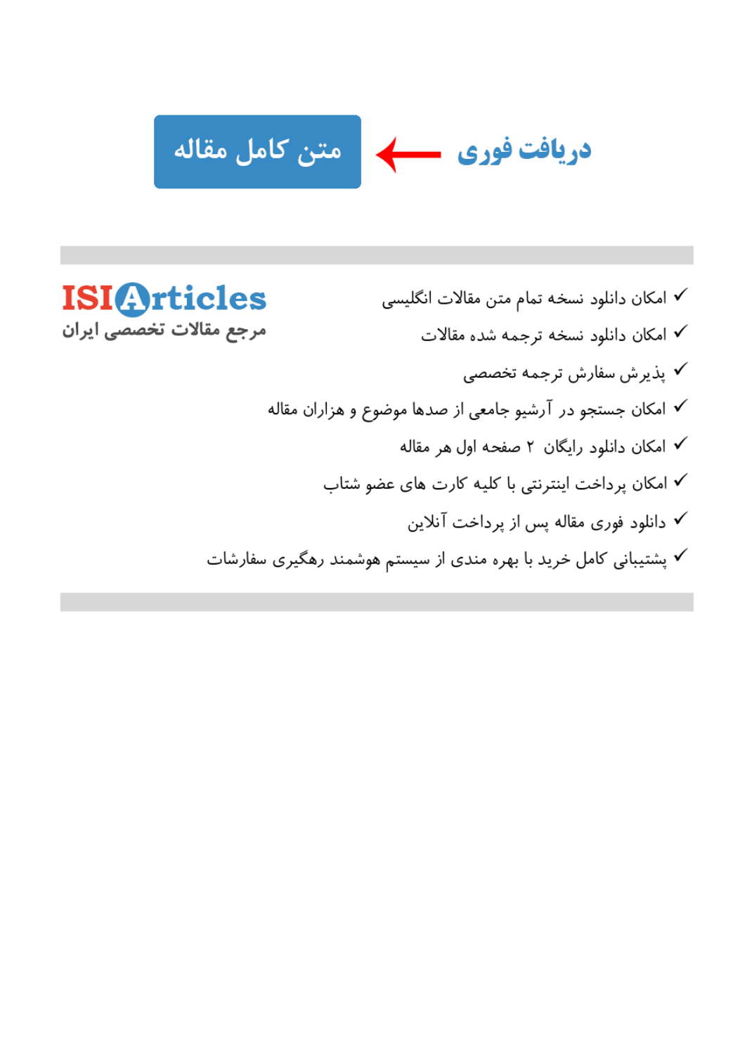دریافت فوری ← **متن کامل مقاله**

**ISIArticles**
مرجع مقالات تخصصی ایران

- ✓ امکان دانلود نسخه تمام متن مقالات انگلیسی
- ✓ امکان دانلود نسخه ترجمه شده مقالات
- ✓ پذیرش سفارش ترجمه تخصصی
- ✓ امکان جستجو در آرشیو جامعی از صدها موضوع و هزاران مقاله
- ✓ امکان دانلود رایگان ۲ صفحه اول هر مقاله
- ✓ امکان پرداخت اینترنتی با کلیه کارت های عضو شتاب
- ✓ دانلود فوری مقاله پس از پرداخت آنلاین
- ✓ پشتیبانی کامل خرید با بهره مندی از سیستم هوشمند رهگیری سفارشات